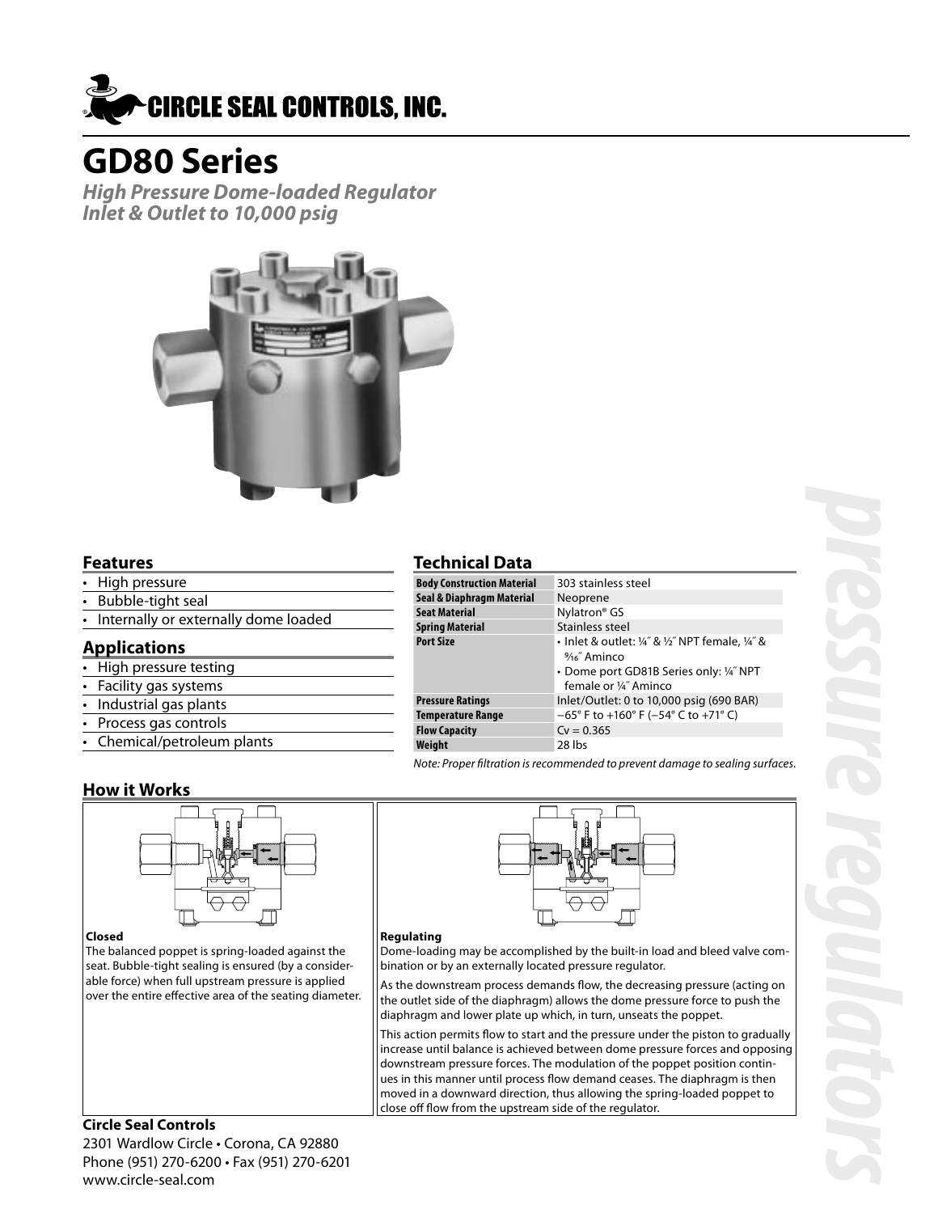CIRCLE SEAL CONTROLS, INC.

# GD80 Series

***High Pressure Dome-loaded Regulator***
***Inlet & Outlet to 10,000 psig***

## Features

- High pressure
- Bubble-tight seal
- Internally or externally dome loaded

## Applications

- High pressure testing
- Facility gas systems
- Industrial gas plants
- Process gas controls
- Chemical/petroleum plants

## Technical Data

| | |
|---|---|
| **Body Construction Material** | 303 stainless steel |
| **Seal & Diaphragm Material** | Neoprene |
| **Seat Material** | Nylatron® GS |
| **Spring Material** | Stainless steel |
| **Port Size** | • Inlet & outlet: ¼″ & ½″ NPT female, ¼″ & 9⁄16″ Aminco<br>• Dome port GD81B Series only: ¼″ NPT female or ¼″ Aminco |
| **Pressure Ratings** | Inlet/Outlet: 0 to 10,000 psig (690 BAR) |
| **Temperature Range** | −65° F to +160° F (−54° C to +71° C) |
| **Flow Capacity** | Cv = 0.365 |
| **Weight** | 28 lbs |

*Note: Proper filtration is recommended to prevent damage to sealing surfaces.*

## How it Works

**Closed**

The balanced poppet is spring-loaded against the seat. Bubble-tight sealing is ensured (by a considerable force) when full upstream pressure is applied over the entire effective area of the seating diameter.

**Regulating**

Dome-loading may be accomplished by the built-in load and bleed valve combination or by an externally located pressure regulator.

As the downstream process demands flow, the decreasing pressure (acting on the outlet side of the diaphragm) allows the dome pressure force to push the diaphragm and lower plate up which, in turn, unseats the poppet.

This action permits flow to start and the pressure under the piston to gradually increase until balance is achieved between dome pressure forces and opposing downstream pressure forces. The modulation of the poppet position continues in this manner until process flow demand ceases. The diaphragm is then moved in a downward direction, thus allowing the spring-loaded poppet to close off flow from the upstream side of the regulator.

**Circle Seal Controls**
2301 Wardlow Circle • Corona, CA 92880
Phone (951) 270-6200 • Fax (951) 270-6201
www.circle-seal.com

*pressure regulators*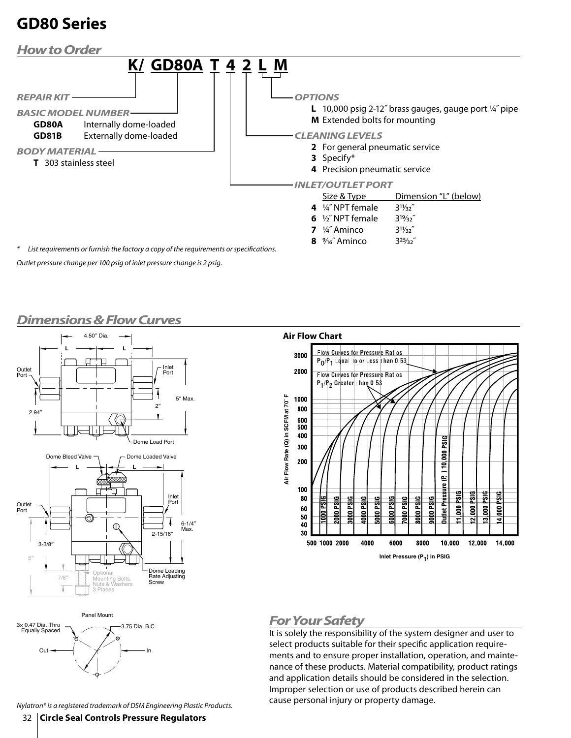# GD80 Series

## How to Order

**K/ GD80A T 4 2 L M**

***REPAIR KIT***

***BASIC MODEL NUMBER***

**GD80A** Internally dome-loaded
**GD81B** Externally dome-loaded

***BODY MATERIAL***

**T** 303 stainless steel

***OPTIONS***

**L** 10,000 psig 2-12″ brass gauges, gauge port ¼″ pipe
**M** Extended bolts for mounting

***CLEANING LEVELS***

**2** For general pneumatic service
**3** Specify*
**4** Precision pneumatic service

***INLET/OUTLET PORT***

| | Size & Type | Dimension "L" (below) |
|---|---|---|
| **4** | ¼″ NPT female | 3¹¹⁄₃₂″ |
| **6** | ½″ NPT female | 3¹⁹⁄₃₂″ |
| **7** | ¼″ Aminco | 3¹¹⁄₃₂″ |
| **8** | ⁹⁄₁₆″ Aminco | 3²⁵⁄₃₂″ |

*\* List requirements or furnish the factory a copy of the requirements or specifications.*

*Outlet pressure change per 100 psig of inlet pressure change is 2 psig.*

## Dimensions & Flow Curves

4.50″ Dia.
L L
Outlet Port
Inlet Port
5″ Max.
2″
2.94″
Dome Load Port

Dome Bleed Valve
Dome Loaded Valve
L L
Outlet Port
Inlet Port
6-1/4″ Max.
2-15/16″
3-3/8″
5″
7/8″
Optional Mounting Bolts, Nuts & Washers 3 Places
Dome Loading Rate Adjusting Screw

Panel Mount
3× 0.47 Dia. Thru Equally Spaced
3.75 Dia. B.C
Out
In

**Air Flow Chart**

Flow Curves for Pressure Ratios $P_0/P_1$ Equal to or Less Than 0.53
Flow Curves for Pressure Ratios $P_1/P_2$ Greater Than 0.53

Air Flow Rate (Q) in SCFM at 70° F

3000
2000
1000
800
600
500
400
300
200
100
80
60
50
40
30

1000 PSIG
2000 PSIG
3000 PSIG
4000 PSIG
5000 PSIG
6000 PSIG
7000 PSIG
8000 PSIG
9000 PSIG
Outlet Pressure ($P_2$) 10,000 PSIG
11,000 PSIG
12,000 PSIG
13,000 PSIG
14,000 PSIG

500 1000 2000 4000 6000 8000 10,000 12,000 14,000

Inlet Pressure ($P_1$) in PSIG

## For Your Safety

It is solely the responsibility of the system designer and user to select products suitable for their specific application requirements and to ensure proper installation, operation, and maintenance of these products. Material compatibility, product ratings and application details should be considered in the selection. Improper selection or use of products described herein can cause personal injury or property damage.

*Nylatron® is a registered trademark of DSM Engineering Plastic Products.*